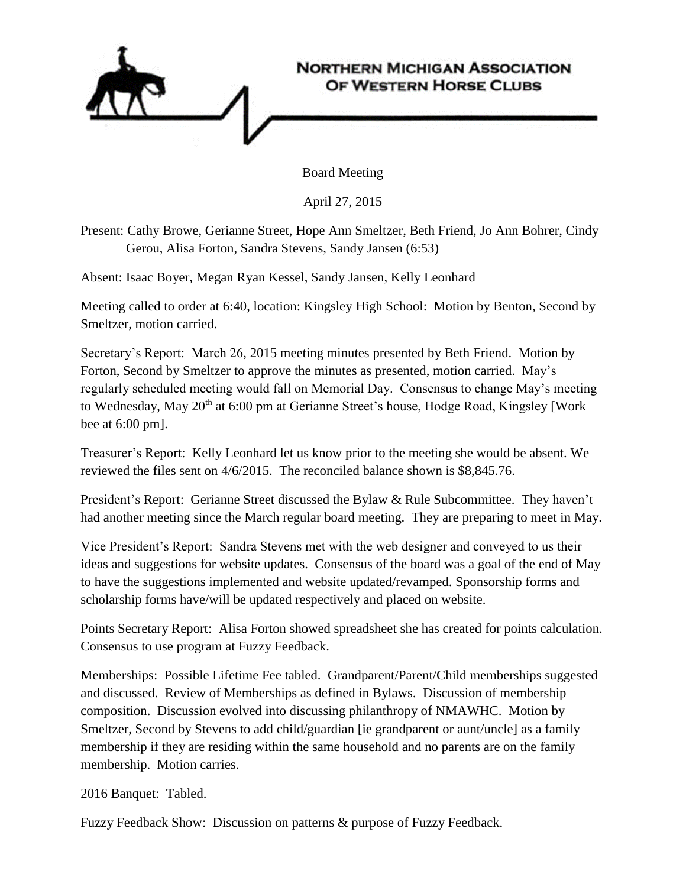# Northern Michigan Association of Western Horse Clubs

Board Meeting

April 27, 2015

Present: Cathy Browe, Gerianne Street, Hope Ann Smeltzer, Beth Friend, Jo Ann Bohrer, Cindy Gerou, Alisa Forton, Sandra Stevens, Sandy Jansen (6:53)

Absent: Isaac Boyer, Megan Ryan Kessel, Sandy Jansen, Kelly Leonhard

Meeting called to order at 6:40, location: Kingsley High School: Motion by Benton, Second by Smeltzer, motion carried.

Secretary's Report: March 26, 2015 meeting minutes presented by Beth Friend. Motion by Forton, Second by Smeltzer to approve the minutes as presented, motion carried. May's regularly scheduled meeting would fall on Memorial Day. Consensus to change May's meeting to Wednesday, May 20th at 6:00 pm at Gerianne Street's house, Hodge Road, Kingsley [Work bee at 6:00 pm].

Treasurer's Report: Kelly Leonhard let us know prior to the meeting she would be absent. We reviewed the files sent on 4/6/2015. The reconciled balance shown is $8,845.76.

President's Report: Gerianne Street discussed the Bylaw & Rule Subcommittee. They haven't had another meeting since the March regular board meeting. They are preparing to meet in May.

Vice President's Report: Sandra Stevens met with the web designer and conveyed to us their ideas and suggestions for website updates. Consensus of the board was a goal of the end of May to have the suggestions implemented and website updated/revamped. Sponsorship forms and scholarship forms have/will be updated respectively and placed on website.

Points Secretary Report: Alisa Forton showed spreadsheet she has created for points calculation. Consensus to use program at Fuzzy Feedback.

Memberships: Possible Lifetime Fee tabled. Grandparent/Parent/Child memberships suggested and discussed. Review of Memberships as defined in Bylaws. Discussion of membership composition. Discussion evolved into discussing philanthropy of NMAWHC. Motion by Smeltzer, Second by Stevens to add child/guardian [ie grandparent or aunt/uncle] as a family membership if they are residing within the same household and no parents are on the family membership. Motion carries.

2016 Banquet: Tabled.

Fuzzy Feedback Show: Discussion on patterns & purpose of Fuzzy Feedback.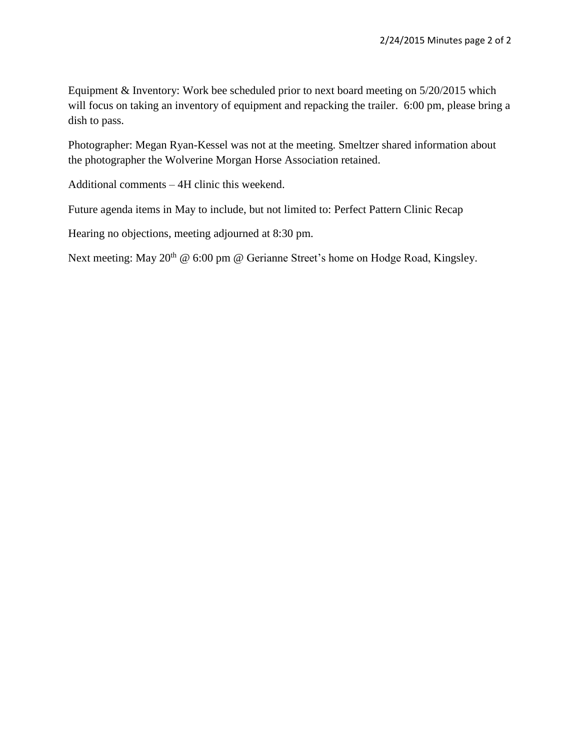Equipment & Inventory: Work bee scheduled prior to next board meeting on 5/20/2015 which will focus on taking an inventory of equipment and repacking the trailer.  6:00 pm, please bring a dish to pass.

Photographer: Megan Ryan-Kessel was not at the meeting. Smeltzer shared information about the photographer the Wolverine Morgan Horse Association retained.

Additional comments – 4H clinic this weekend.

Future agenda items in May to include, but not limited to: Perfect Pattern Clinic Recap

Hearing no objections, meeting adjourned at 8:30 pm.

Next meeting: May 20th @ 6:00 pm @ Gerianne Street's home on Hodge Road, Kingsley.